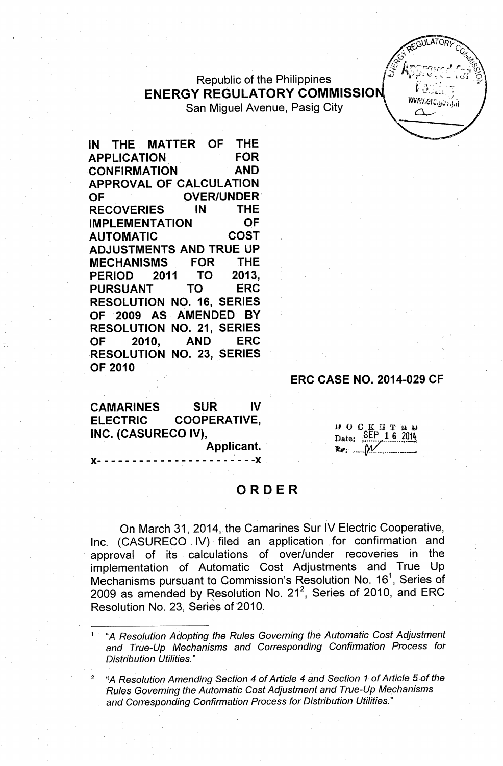Republic of the Philippines

**ENERGY REGULATORY COMMISSION**

San Miguel Avenue, Pasig City

**IN THE MATTER OF THE APPLICATION FOR CONFIRMATION AND APPROVAL OF CALCULATION OF OVER/UNDER RECOVERIES IN THE IMPLEMENTATION OF AUTOMATIC COST ADJUSTMENTS AND TRUE UP MECHANISMS FOR THE PERIOD 2011 TO 2013, PURSUANT TO ERC RESOLUTION NO. 16, SERIES OF 2009 AS AMENDED BY RESOLUTION NO. 21, SERIES OF 2010, AND ERC RESOLUTION NO. 23, SERIES OF 2010**

**ERC CASE NO. 2014-029 CF**

**CAMARINES SUR IV ELECTRIC COOPERATIVE, INC. (CASURECO IV),**
**Applicant.**

x- - - - - - - - - - - - - - - - - - - - - -x

DOCKETED
Date: SEP 16 2014
By: MV

# ORDER

On March 31, 2014, the Camarines Sur IV Electric Cooperative, Inc. (CASURECO IV) filed an application for confirmation and approval of its calculations of over/under recoveries in the implementation of Automatic Cost Adjustments and True Up Mechanisms pursuant to Commission's Resolution No. 16[1], Series of 2009 as amended by Resolution No. 21[2], Series of 2010, and ERC Resolution No. 23, Series of 2010.

---

[1] *"A Resolution Adopting the Rules Governing the Automatic Cost Adjustment and True-Up Mechanisms and Corresponding Confirmation Process for Distribution Utilities."*

[2] *"A Resolution Amending Section 4 of Article 4 and Section 1 of Article 5 of the Rules Governing the Automatic Cost Adjustment and True-Up Mechanisms and Corresponding Confirmation Process for Distribution Utilities."*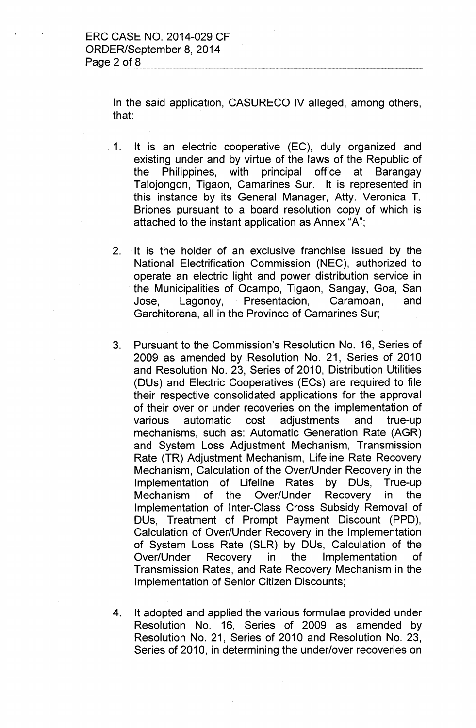In the said application, CASURECO IV alleged, among others, that:

1. It is an electric cooperative (EC), duly organized and existing under and by virtue of the laws of the Republic of the Philippines, with principal office at Barangay Talojongon, Tigaon, Camarines Sur. It is represented in this instance by its General Manager, Atty. Veronica T. Briones pursuant to a board resolution copy of which is attached to the instant application as Annex "A";

2. It is the holder of an exclusive franchise issued by the National Electrification Commission (NEC), authorized to operate an electric light and power distribution service in the Municipalities of Ocampo, Tigaon, Sangay, Goa, San Jose, Lagonoy, Presentacion, Caramoan, and Garchitorena, all in the Province of Camarines Sur;

3. Pursuant to the Commission's Resolution No. 16, Series of 2009 as amended by Resolution No. 21, Series of 2010 and Resolution No. 23, Series of 2010, Distribution Utilities (DUs) and Electric Cooperatives (ECs) are required to file their respective consolidated applications for the approval of their over or under recoveries on the implementation of various automatic cost adjustments and true-up mechanisms, such as: Automatic Generation Rate (AGR) and System Loss Adjustment Mechanism, Transmission Rate (TR) Adjustment Mechanism, Lifeline Rate Recovery Mechanism, Calculation of the Over/Under Recovery in the Implementation of Lifeline Rates by DUs, True-up Mechanism of the Over/Under Recovery in the Implementation of Inter-Class Cross Subsidy Removal of DUs, Treatment of Prompt Payment Discount (PPD), Calculation of Over/Under Recovery in the Implementation of System Loss Rate (SLR) by DUs, Calculation of the Over/Under Recovery in the Implementation of Transmission Rates, and Rate Recovery Mechanism in the Implementation of Senior Citizen Discounts;

4. It adopted and applied the various formulae provided under Resolution No. 16, Series of 2009 as amended by Resolution No. 21, Series of 2010 and Resolution No. 23, Series of 2010, in determining the under/over recoveries on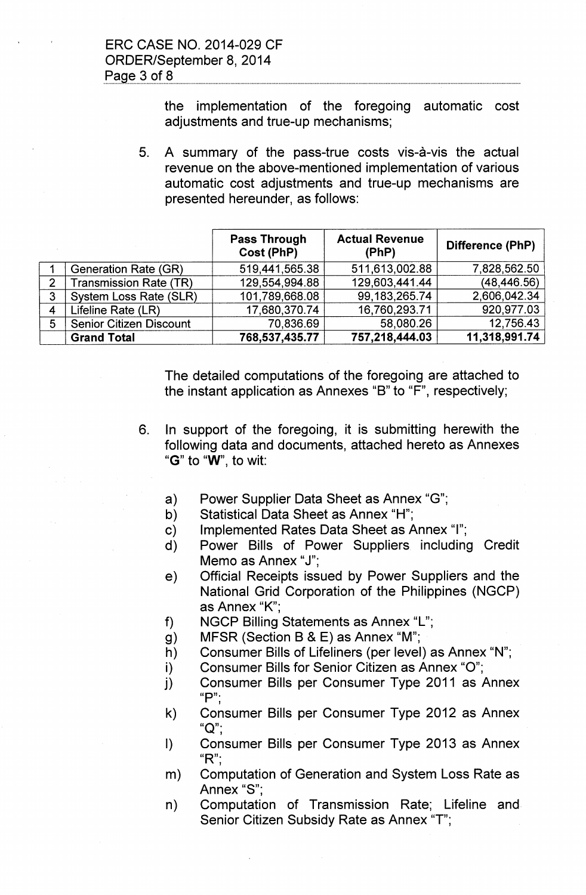the implementation of the foregoing automatic cost adjustments and true-up mechanisms;

5. A summary of the pass-true costs vis-à-vis the actual revenue on the above-mentioned implementation of various automatic cost adjustments and true-up mechanisms are presented hereunder, as follows:

| | | Pass Through Cost (PhP) | Actual Revenue (PhP) | Difference (PhP) |
|---|---|---|---|---|
| 1 | Generation Rate (GR) | 519,441,565.38 | 511,613,002.88 | 7,828,562.50 |
| 2 | Transmission Rate (TR) | 129,554,994.88 | 129,603,441.44 | (48,446.56) |
| 3 | System Loss Rate (SLR) | 101,789,668.08 | 99,183,265.74 | 2,606,042.34 |
| 4 | Lifeline Rate (LR) | 17,680,370.74 | 16,760,293.71 | 920,977.03 |
| 5 | Senior Citizen Discount | 70,836.69 | 58,080.26 | 12,756.43 |
| | **Grand Total** | **768,537,435.77** | **757,218,444.03** | **11,318,991.74** |

The detailed computations of the foregoing are attached to the instant application as Annexes "B" to "F", respectively;

6. In support of the foregoing, it is submitting herewith the following data and documents, attached hereto as Annexes "**G**" to "**W**", to wit:

   a) Power Supplier Data Sheet as Annex "G";
   b) Statistical Data Sheet as Annex "H";
   c) Implemented Rates Data Sheet as Annex "I";
   d) Power Bills of Power Suppliers including Credit Memo as Annex "J";
   e) Official Receipts issued by Power Suppliers and the National Grid Corporation of the Philippines (NGCP) as Annex "K";
   f) NGCP Billing Statements as Annex "L";
   g) MFSR (Section B & E) as Annex "M";
   h) Consumer Bills of Lifeliners (per level) as Annex "N";
   i) Consumer Bills for Senior Citizen as Annex "O";
   j) Consumer Bills per Consumer Type 2011 as Annex "P";
   k) Consumer Bills per Consumer Type 2012 as Annex "Q";
   l) Consumer Bills per Consumer Type 2013 as Annex "R";
   m) Computation of Generation and System Loss Rate as Annex "S";
   n) Computation of Transmission Rate; Lifeline and Senior Citizen Subsidy Rate as Annex "T";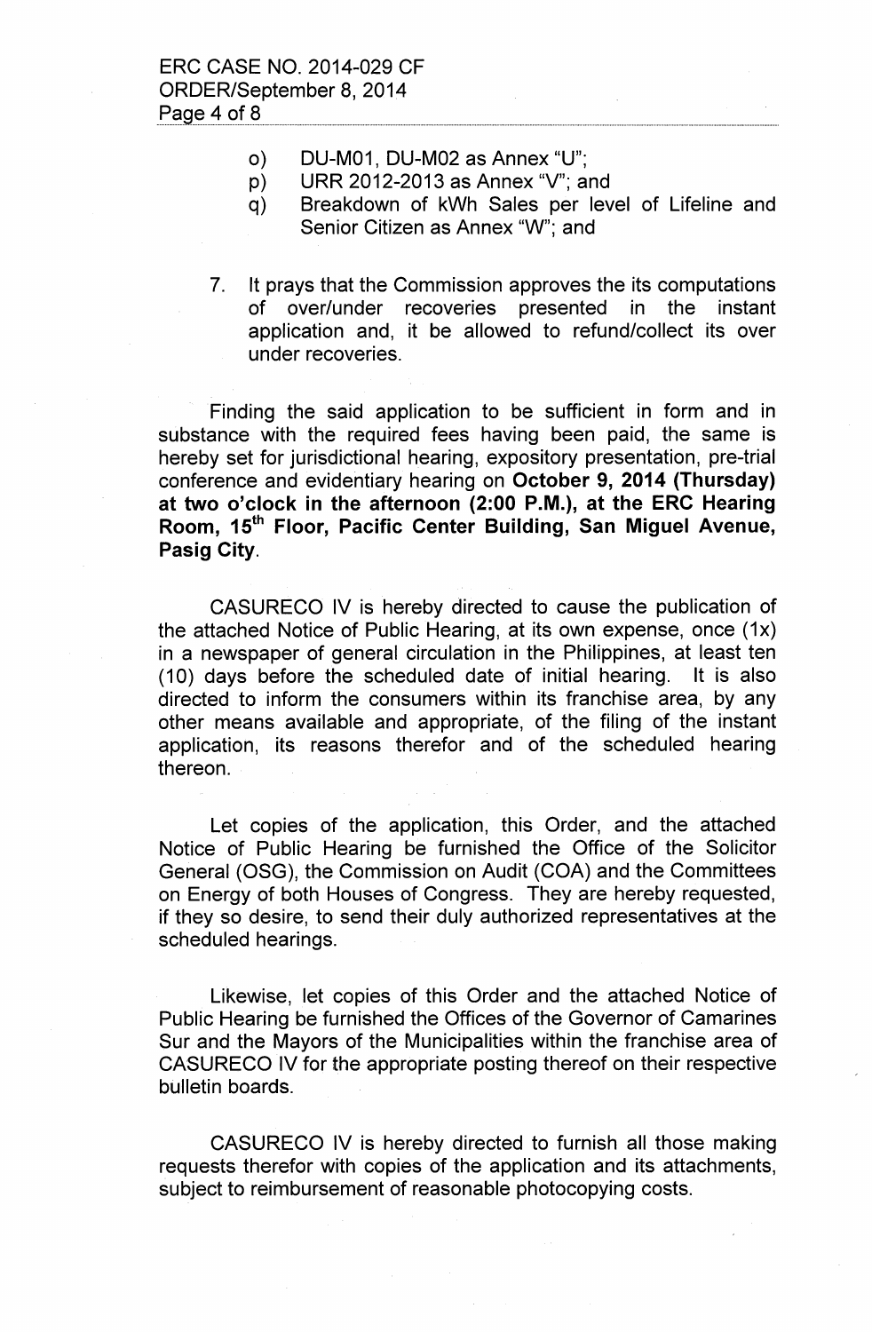o) DU-M01, DU-M02 as Annex "U";

p) URR 2012-2013 as Annex "V"; and

q) Breakdown of kWh Sales per level of Lifeline and Senior Citizen as Annex "W"; and

7. It prays that the Commission approves the its computations of over/under recoveries presented in the instant application and, it be allowed to refund/collect its over under recoveries.

Finding the said application to be sufficient in form and in substance with the required fees having been paid, the same is hereby set for jurisdictional hearing, expository presentation, pre-trial conference and evidentiary hearing on **October 9, 2014 (Thursday) at two o'clock in the afternoon (2:00 P.M.), at the ERC Hearing Room, 15th Floor, Pacific Center Building, San Miguel Avenue, Pasig City**.

CASURECO IV is hereby directed to cause the publication of the attached Notice of Public Hearing, at its own expense, once (1x) in a newspaper of general circulation in the Philippines, at least ten (10) days before the scheduled date of initial hearing. It is also directed to inform the consumers within its franchise area, by any other means available and appropriate, of the filing of the instant application, its reasons therefor and of the scheduled hearing thereon.

Let copies of the application, this Order, and the attached Notice of Public Hearing be furnished the Office of the Solicitor General (OSG), the Commission on Audit (COA) and the Committees on Energy of both Houses of Congress. They are hereby requested, if they so desire, to send their duly authorized representatives at the scheduled hearings.

Likewise, let copies of this Order and the attached Notice of Public Hearing be furnished the Offices of the Governor of Camarines Sur and the Mayors of the Municipalities within the franchise area of CASURECO IV for the appropriate posting thereof on their respective bulletin boards.

CASURECO IV is hereby directed to furnish all those making requests therefor with copies of the application and its attachments, subject to reimbursement of reasonable photocopying costs.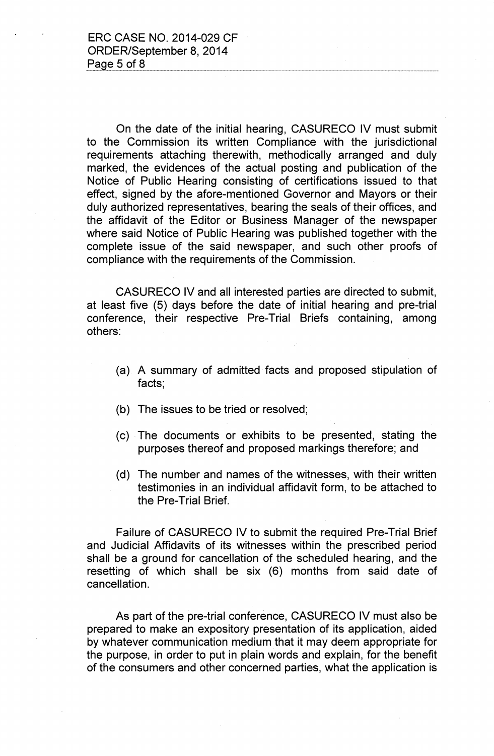On the date of the initial hearing, CASURECO IV must submit to the Commission its written Compliance with the jurisdictional requirements attaching therewith, methodically arranged and duly marked, the evidences of the actual posting and publication of the Notice of Public Hearing consisting of certifications issued to that effect, signed by the afore-mentioned Governor and Mayors or their duly authorized representatives, bearing the seals of their offices, and the affidavit of the Editor or Business Manager of the newspaper where said Notice of Public Hearing was published together with the complete issue of the said newspaper, and such other proofs of compliance with the requirements of the Commission.

CASURECO IV and all interested parties are directed to submit, at least five (5) days before the date of initial hearing and pre-trial conference, their respective Pre-Trial Briefs containing, among others:

(a) A summary of admitted facts and proposed stipulation of facts;

(b) The issues to be tried or resolved;

(c) The documents or exhibits to be presented, stating the purposes thereof and proposed markings therefore; and

(d) The number and names of the witnesses, with their written testimonies in an individual affidavit form, to be attached to the Pre-Trial Brief.

Failure of CASURECO IV to submit the required Pre-Trial Brief and Judicial Affidavits of its witnesses within the prescribed period shall be a ground for cancellation of the scheduled hearing, and the resetting of which shall be six (6) months from said date of cancellation.

As part of the pre-trial conference, CASURECO IV must also be prepared to make an expository presentation of its application, aided by whatever communication medium that it may deem appropriate for the purpose, in order to put in plain words and explain, for the benefit of the consumers and other concerned parties, what the application is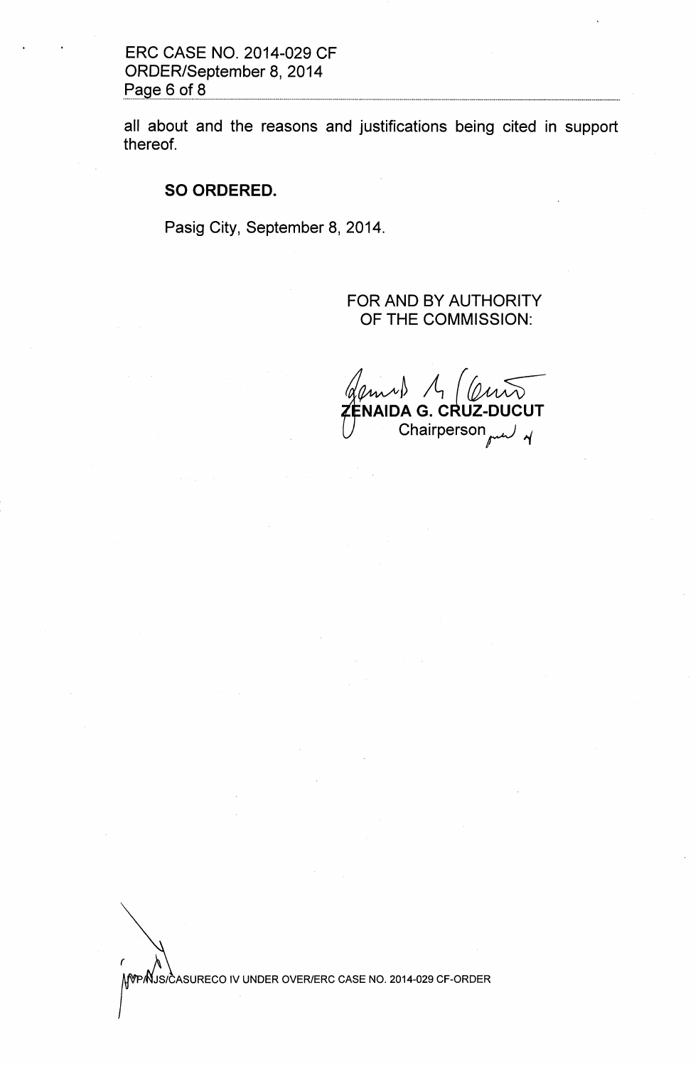all about and the reasons and justifications being cited in support thereof.

**SO ORDERED.**

Pasig City, September 8, 2014.

FOR AND BY AUTHORITY OF THE COMMISSION:

**ZENAIDA G. CRUZ-DUCUT**
Chairperson

MVP/NJS/CASURECO IV UNDER OVER/ERC CASE NO. 2014-029 CF-ORDER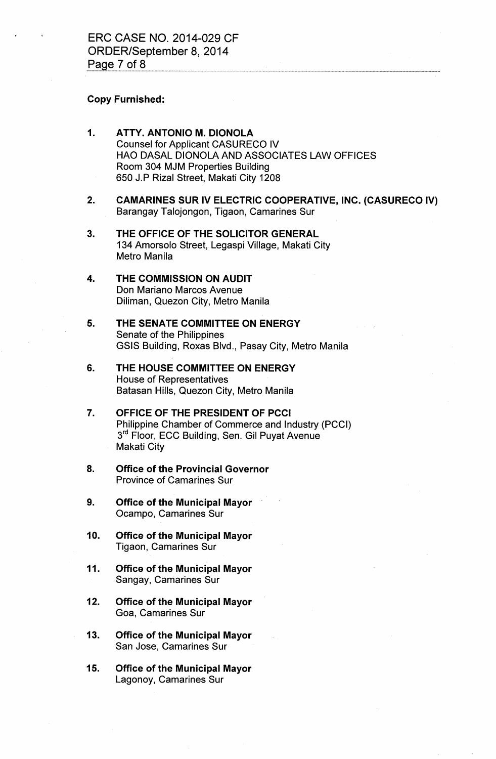**Copy Furnished:**

1. **ATTY. ANTONIO M. DIONOLA**
   Counsel for Applicant CASURECO IV
   HAO DASAL DIONOLA AND ASSOCIATES LAW OFFICES
   Room 304 MJM Properties Building
   650 J.P Rizal Street, Makati City 1208

2. **CAMARINES SUR IV ELECTRIC COOPERATIVE, INC. (CASURECO IV)**
   Barangay Talojongon, Tigaon, Camarines Sur

3. **THE OFFICE OF THE SOLICITOR GENERAL**
   134 Amorsolo Street, Legaspi Village, Makati City
   Metro Manila

4. **THE COMMISSION ON AUDIT**
   Don Mariano Marcos Avenue
   Diliman, Quezon City, Metro Manila

5. **THE SENATE COMMITTEE ON ENERGY**
   Senate of the Philippines
   GSIS Building, Roxas Blvd., Pasay City, Metro Manila

6. **THE HOUSE COMMITTEE ON ENERGY**
   House of Representatives
   Batasan Hills, Quezon City, Metro Manila

7. **OFFICE OF THE PRESIDENT OF PCCI**
   Philippine Chamber of Commerce and Industry (PCCI)
   3rd Floor, ECC Building, Sen. Gil Puyat Avenue
   Makati City

8. **Office of the Provincial Governor**
   Province of Camarines Sur

9. **Office of the Municipal Mayor**
   Ocampo, Camarines Sur

10. **Office of the Municipal Mayor**
    Tigaon, Camarines Sur

11. **Office of the Municipal Mayor**
    Sangay, Camarines Sur

12. **Office of the Municipal Mayor**
    Goa, Camarines Sur

13. **Office of the Municipal Mayor**
    San Jose, Camarines Sur

15. **Office of the Municipal Mayor**
    Lagonoy, Camarines Sur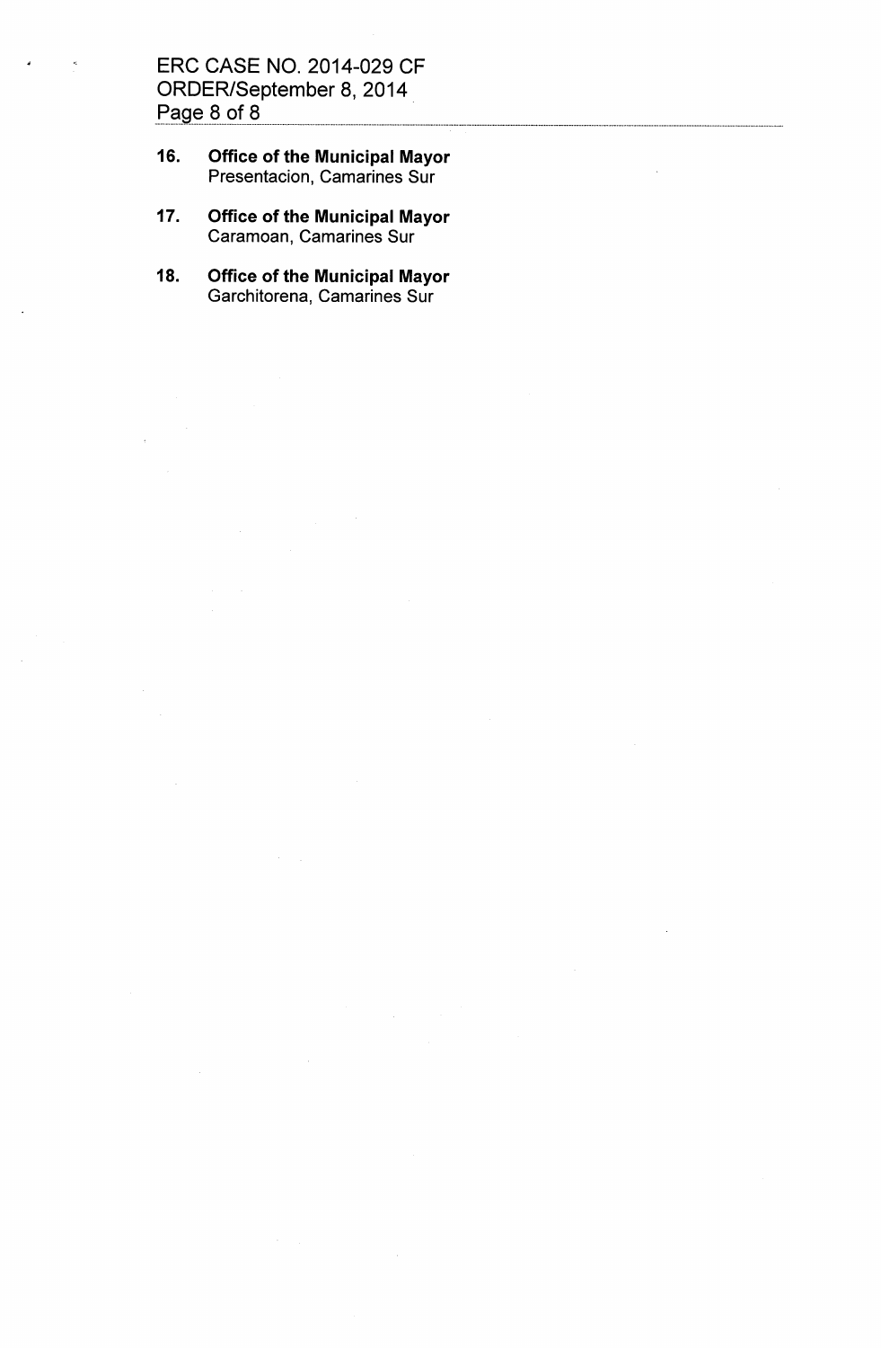16. **Office of the Municipal Mayor**
    Presentacion, Camarines Sur

17. **Office of the Municipal Mayor**
    Caramoan, Camarines Sur

18. **Office of the Municipal Mayor**
    Garchitorena, Camarines Sur